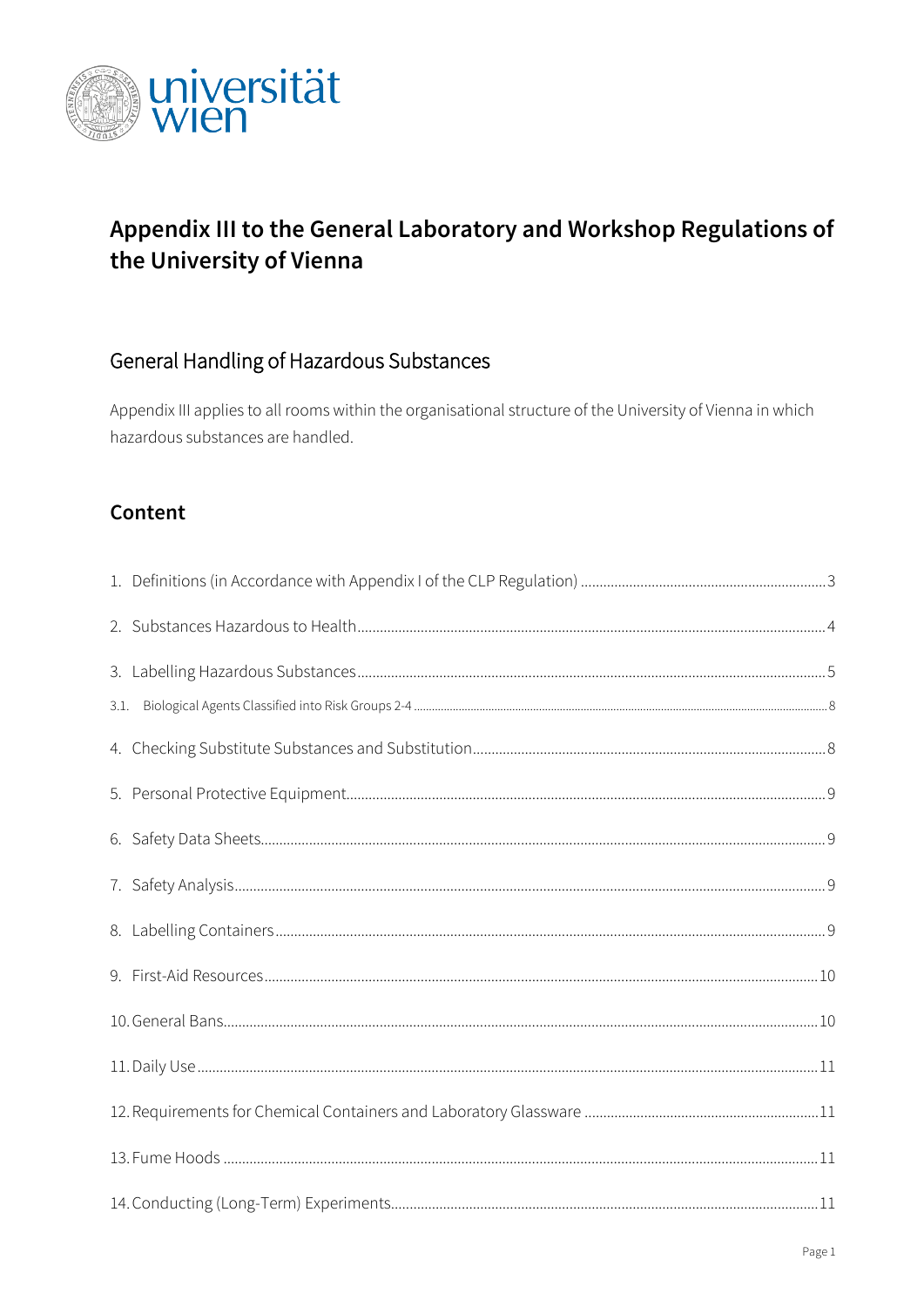# Appendix III to the General Laboratory and Workshop Regulations of the University of Vienna

## General Handling of Hazardous Substances

Appendix III applies to all rooms within the organisational structure of the University of Vienna in which hazardous substances are handled.

## Content

1. Definitions (in Accordance with Appendix I of the CLP Regulation) ....... 3
2. Substances Hazardous to Health ....... 4
3. Labelling Hazardous Substances ....... 5
   - 3.1. Biological Agents Classified into Risk Groups 2-4 ....... 8
4. Checking Substitute Substances and Substitution ....... 8
5. Personal Protective Equipment ....... 9
6. Safety Data Sheets ....... 9
7. Safety Analysis ....... 9
8. Labelling Containers ....... 9
9. First-Aid Resources ....... 10
10. General Bans ....... 10
11. Daily Use ....... 11
12. Requirements for Chemical Containers and Laboratory Glassware ....... 11
13. Fume Hoods ....... 11
14. Conducting (Long-Term) Experiments ....... 11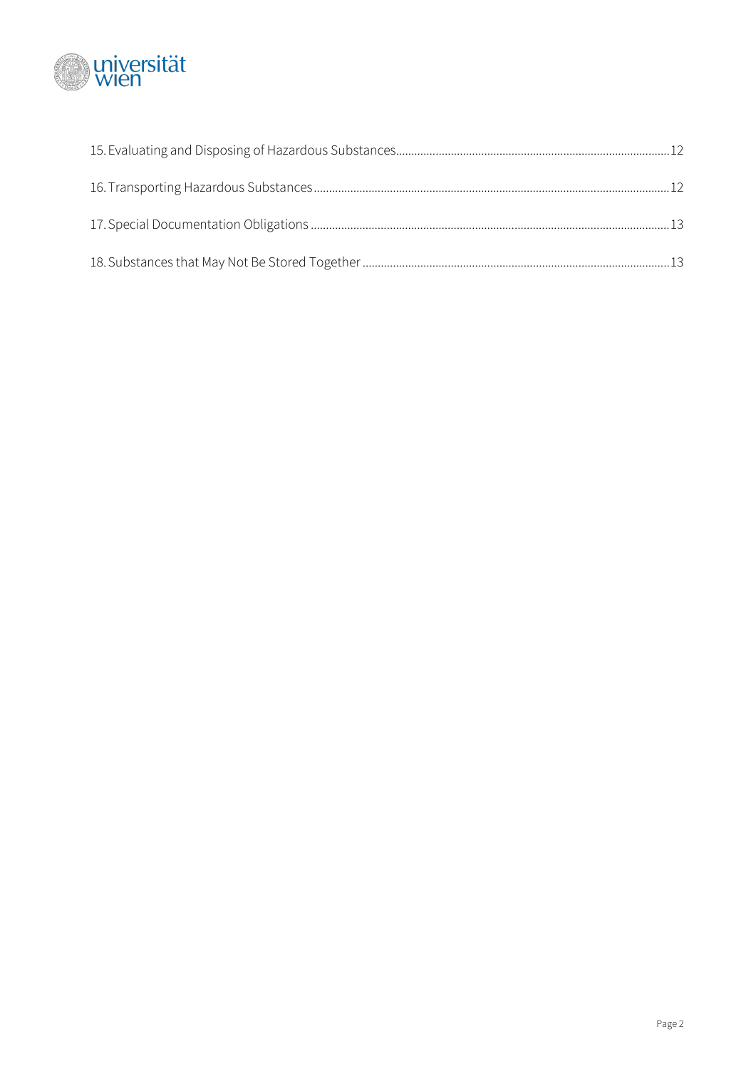15. Evaluating and Disposing of Hazardous Substances ..... 12

16. Transporting Hazardous Substances ..... 12

17. Special Documentation Obligations ..... 13

18. Substances that May Not Be Stored Together ..... 13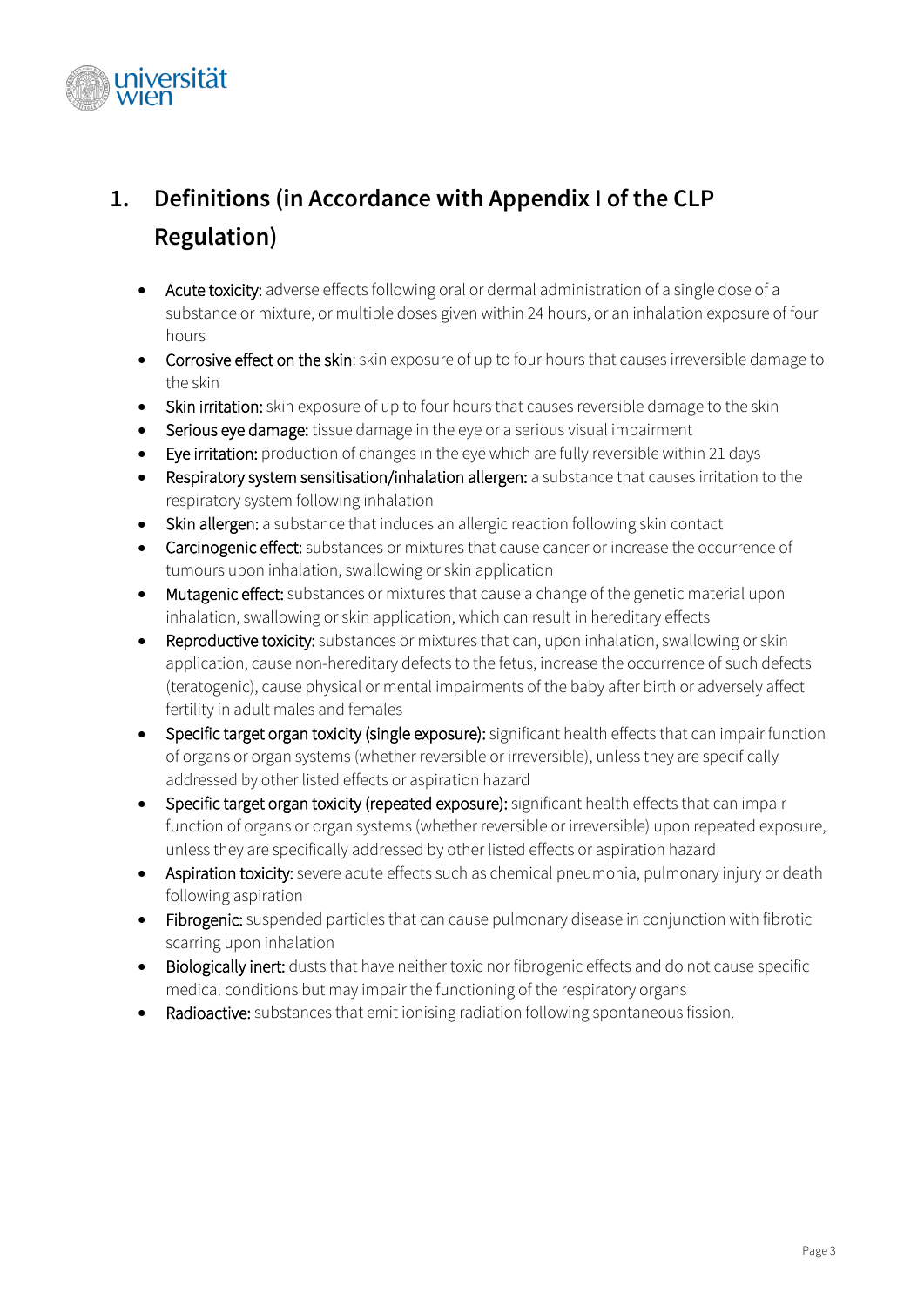## 1. Definitions (in Accordance with Appendix I of the CLP Regulation)

- Acute toxicity: adverse effects following oral or dermal administration of a single dose of a substance or mixture, or multiple doses given within 24 hours, or an inhalation exposure of four hours
- Corrosive effect on the skin: skin exposure of up to four hours that causes irreversible damage to the skin
- Skin irritation: skin exposure of up to four hours that causes reversible damage to the skin
- Serious eye damage: tissue damage in the eye or a serious visual impairment
- Eye irritation: production of changes in the eye which are fully reversible within 21 days
- Respiratory system sensitisation/inhalation allergen: a substance that causes irritation to the respiratory system following inhalation
- Skin allergen: a substance that induces an allergic reaction following skin contact
- Carcinogenic effect: substances or mixtures that cause cancer or increase the occurrence of tumours upon inhalation, swallowing or skin application
- Mutagenic effect: substances or mixtures that cause a change of the genetic material upon inhalation, swallowing or skin application, which can result in hereditary effects
- Reproductive toxicity: substances or mixtures that can, upon inhalation, swallowing or skin application, cause non-hereditary defects to the fetus, increase the occurrence of such defects (teratogenic), cause physical or mental impairments of the baby after birth or adversely affect fertility in adult males and females
- Specific target organ toxicity (single exposure): significant health effects that can impair function of organs or organ systems (whether reversible or irreversible), unless they are specifically addressed by other listed effects or aspiration hazard
- Specific target organ toxicity (repeated exposure): significant health effects that can impair function of organs or organ systems (whether reversible or irreversible) upon repeated exposure, unless they are specifically addressed by other listed effects or aspiration hazard
- Aspiration toxicity: severe acute effects such as chemical pneumonia, pulmonary injury or death following aspiration
- Fibrogenic: suspended particles that can cause pulmonary disease in conjunction with fibrotic scarring upon inhalation
- Biologically inert: dusts that have neither toxic nor fibrogenic effects and do not cause specific medical conditions but may impair the functioning of the respiratory organs
- Radioactive: substances that emit ionising radiation following spontaneous fission.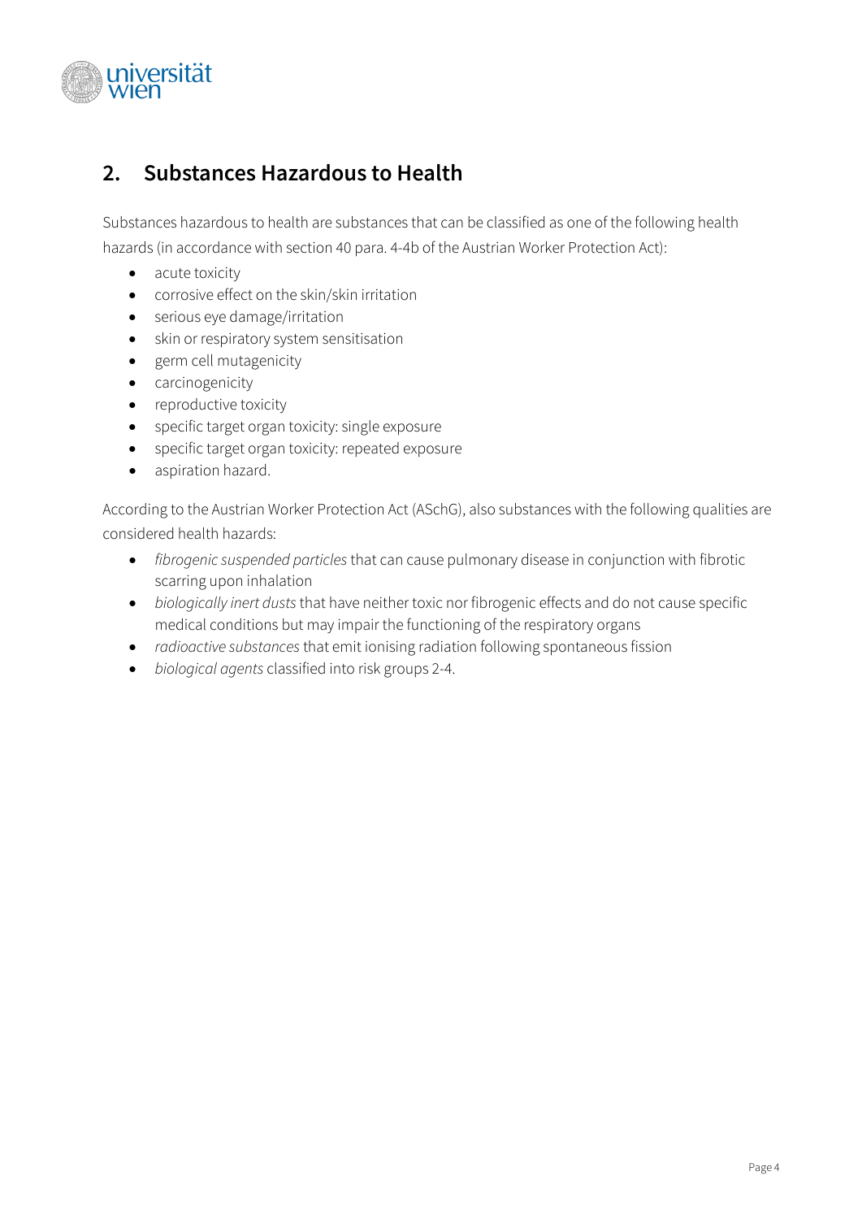## 2. Substances Hazardous to Health

Substances hazardous to health are substances that can be classified as one of the following health hazards (in accordance with section 40 para. 4-4b of the Austrian Worker Protection Act):

- acute toxicity
- corrosive effect on the skin/skin irritation
- serious eye damage/irritation
- skin or respiratory system sensitisation
- germ cell mutagenicity
- carcinogenicity
- reproductive toxicity
- specific target organ toxicity: single exposure
- specific target organ toxicity: repeated exposure
- aspiration hazard.

According to the Austrian Worker Protection Act (ASchG), also substances with the following qualities are considered health hazards:

- *fibrogenic suspended particles* that can cause pulmonary disease in conjunction with fibrotic scarring upon inhalation
- *biologically inert dusts* that have neither toxic nor fibrogenic effects and do not cause specific medical conditions but may impair the functioning of the respiratory organs
- *radioactive substances* that emit ionising radiation following spontaneous fission
- *biological agents* classified into risk groups 2-4.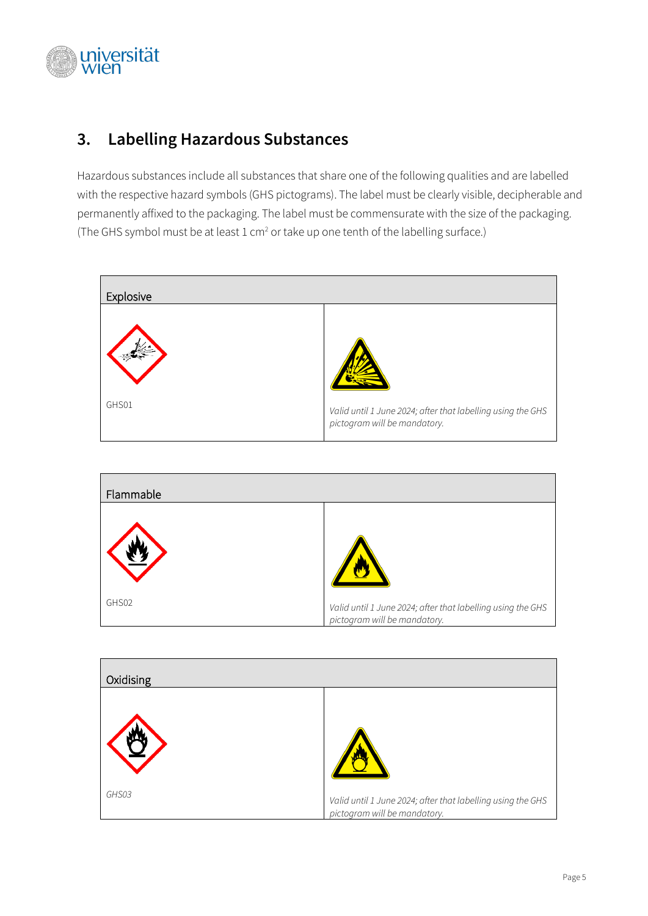## 3. Labelling Hazardous Substances

Hazardous substances include all substances that share one of the following qualities and are labelled with the respective hazard symbols (GHS pictograms). The label must be clearly visible, decipherable and permanently affixed to the packaging. The label must be commensurate with the size of the packaging. (The GHS symbol must be at least 1 cm² or take up one tenth of the labelling surface.)

| Explosive | |
|---|---|
| GHS01 | *Valid until 1 June 2024; after that labelling using the GHS pictogram will be mandatory.* |

| Flammable | |
|---|---|
| GHS02 | *Valid until 1 June 2024; after that labelling using the GHS pictogram will be mandatory.* |

| Oxidising | |
|---|---|
| *GHS03* | *Valid until 1 June 2024; after that labelling using the GHS pictogram will be mandatory.* |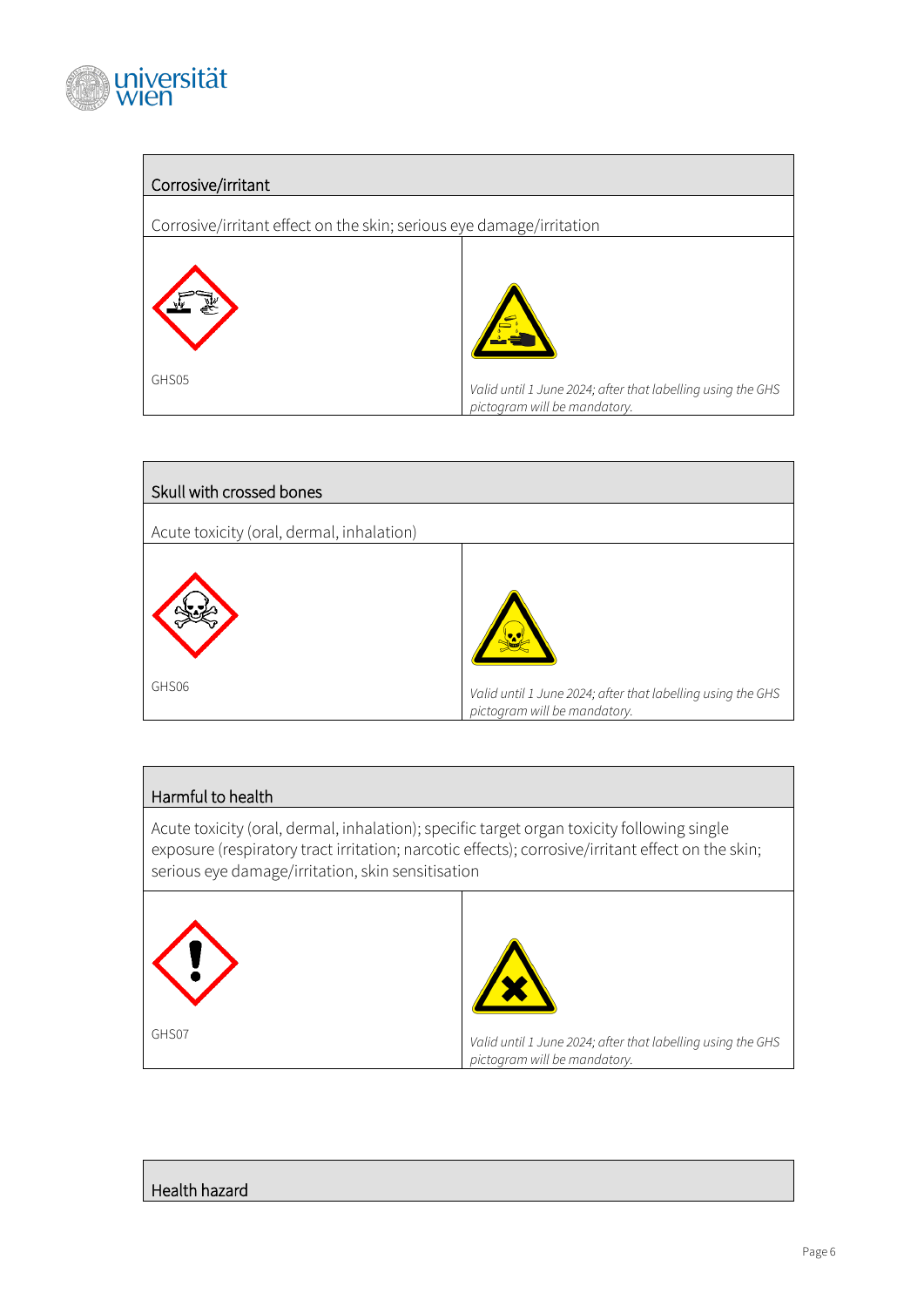| Corrosive/irritant | |
|---|---|
| Corrosive/irritant effect on the skin; serious eye damage/irritation | |
| GHS05 | *Valid until 1 June 2024; after that labelling using the GHS pictogram will be mandatory.* |

| Skull with crossed bones | |
|---|---|
| Acute toxicity (oral, dermal, inhalation) | |
| GHS06 | *Valid until 1 June 2024; after that labelling using the GHS pictogram will be mandatory.* |

| Harmful to health | |
|---|---|
| Acute toxicity (oral, dermal, inhalation); specific target organ toxicity following single exposure (respiratory tract irritation; narcotic effects); corrosive/irritant effect on the skin; serious eye damage/irritation, skin sensitisation | |
| GHS07 | *Valid until 1 June 2024; after that labelling using the GHS pictogram will be mandatory.* |

| Health hazard |
|---|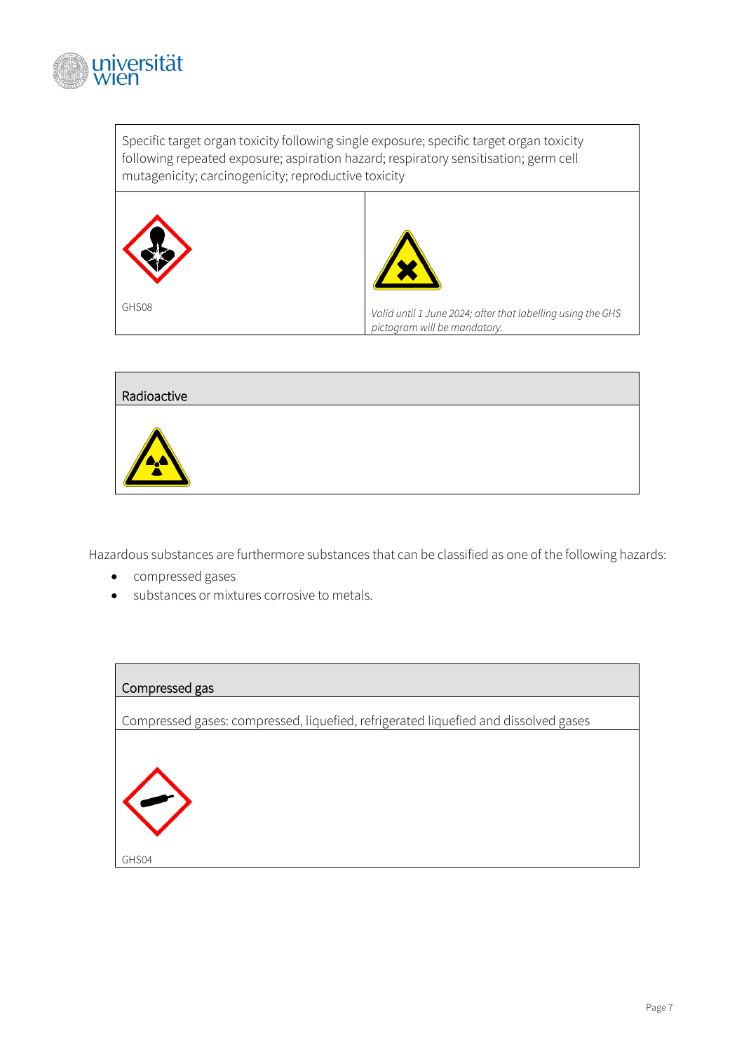| Specific target organ toxicity following single exposure; specific target organ toxicity following repeated exposure; aspiration hazard; respiratory sensitisation; germ cell mutagenicity; carcinogenicity; reproductive toxicity | |
| --- | --- |
| GHS08 | *Valid until 1 June 2024; after that labelling using the GHS pictogram will be mandatory.* |

| Radioactive |
| --- |
| |

Hazardous substances are furthermore substances that can be classified as one of the following hazards:

- compressed gases
- substances or mixtures corrosive to metals.

| Compressed gas |
| --- |
| Compressed gases: compressed, liquefied, refrigerated liquefied and dissolved gases |
| GHS04 |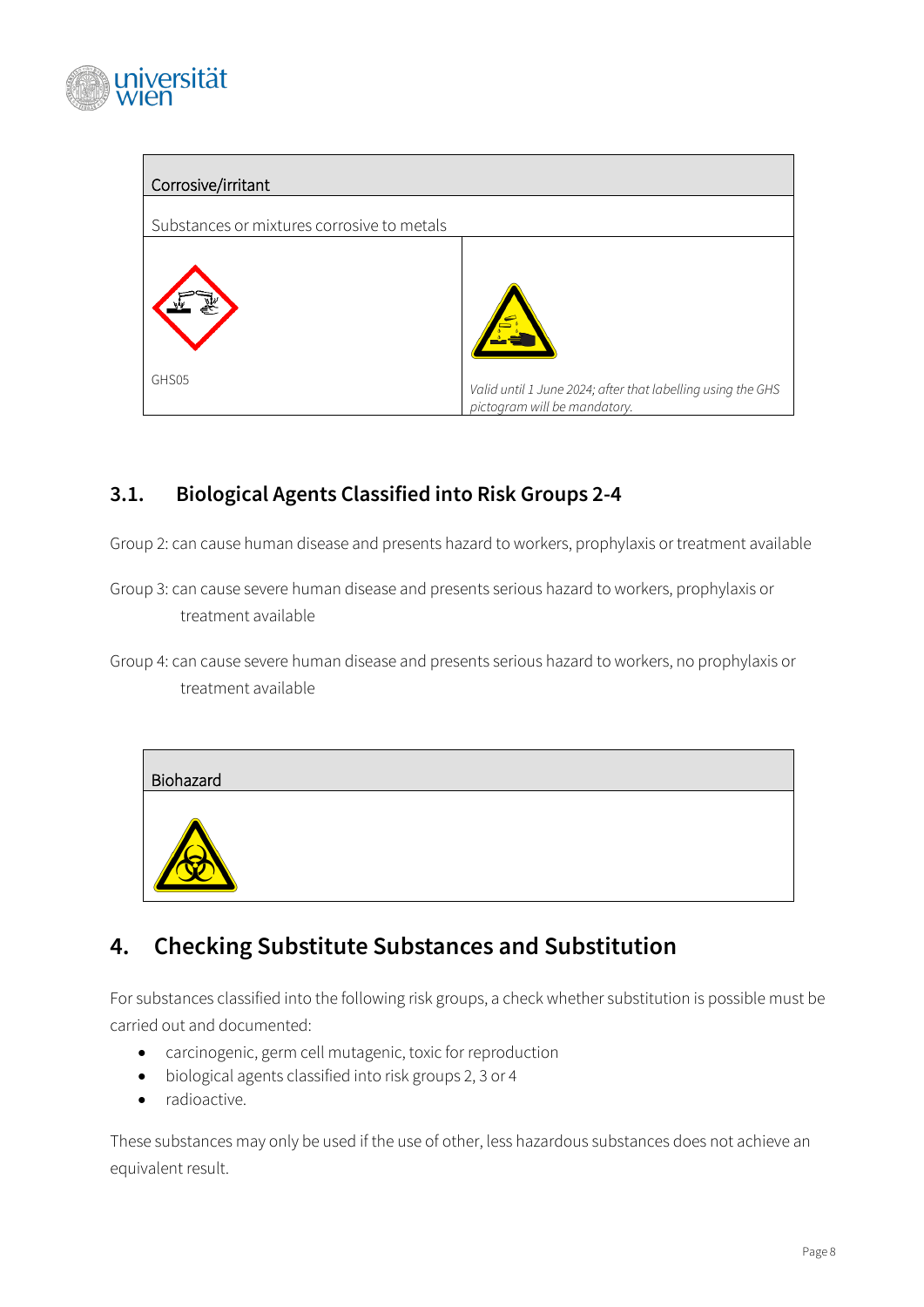| Corrosive/irritant | |
|---|---|
| Substances or mixtures corrosive to metals | |
| GHS05 | *Valid until 1 June 2024; after that labelling using the GHS pictogram will be mandatory.* |

### 3.1. Biological Agents Classified into Risk Groups 2-4

Group 2: can cause human disease and presents hazard to workers, prophylaxis or treatment available

Group 3: can cause severe human disease and presents serious hazard to workers, prophylaxis or treatment available

Group 4: can cause severe human disease and presents serious hazard to workers, no prophylaxis or treatment available

| Biohazard |
|---|
| |

## 4. Checking Substitute Substances and Substitution

For substances classified into the following risk groups, a check whether substitution is possible must be carried out and documented:

- carcinogenic, germ cell mutagenic, toxic for reproduction
- biological agents classified into risk groups 2, 3 or 4
- radioactive.

These substances may only be used if the use of other, less hazardous substances does not achieve an equivalent result.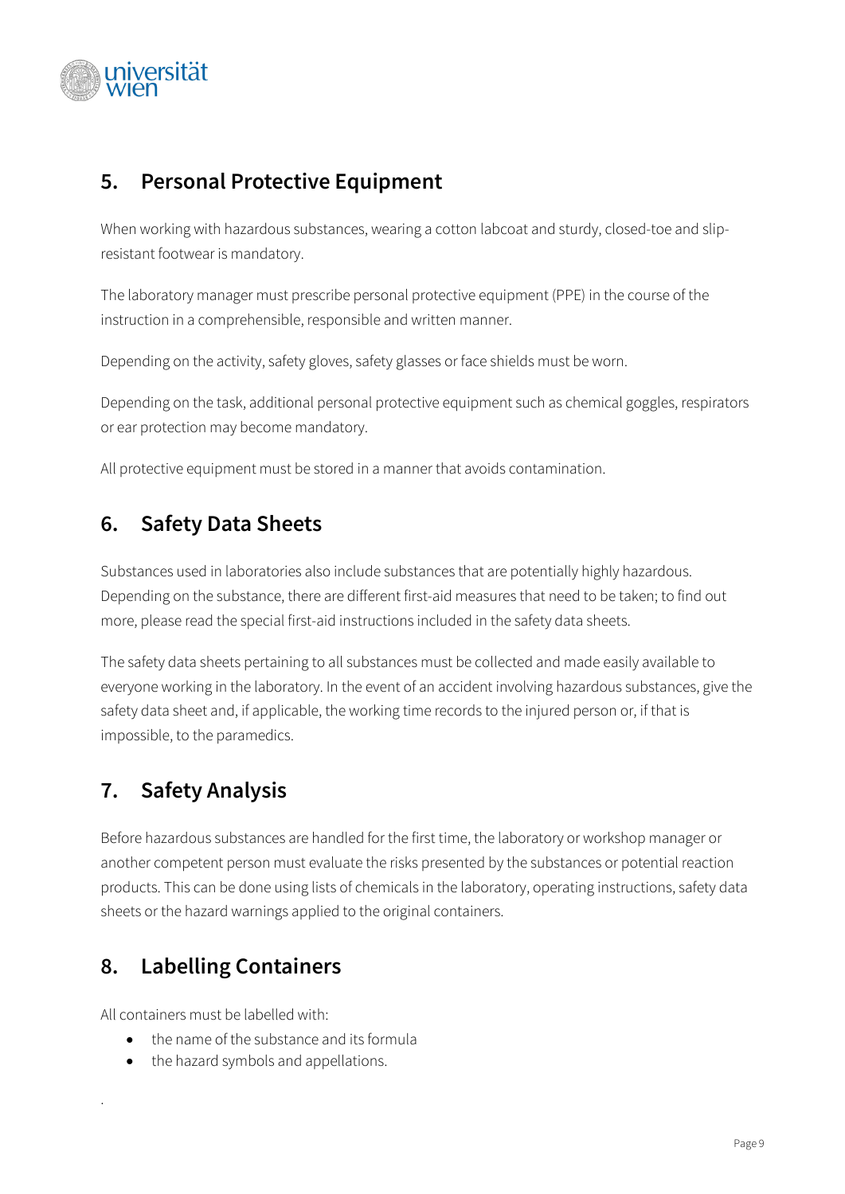## 5. Personal Protective Equipment

When working with hazardous substances, wearing a cotton labcoat and sturdy, closed-toe and slip-resistant footwear is mandatory.

The laboratory manager must prescribe personal protective equipment (PPE) in the course of the instruction in a comprehensible, responsible and written manner.

Depending on the activity, safety gloves, safety glasses or face shields must be worn.

Depending on the task, additional personal protective equipment such as chemical goggles, respirators or ear protection may become mandatory.

All protective equipment must be stored in a manner that avoids contamination.

## 6. Safety Data Sheets

Substances used in laboratories also include substances that are potentially highly hazardous. Depending on the substance, there are different first-aid measures that need to be taken; to find out more, please read the special first-aid instructions included in the safety data sheets.

The safety data sheets pertaining to all substances must be collected and made easily available to everyone working in the laboratory. In the event of an accident involving hazardous substances, give the safety data sheet and, if applicable, the working time records to the injured person or, if that is impossible, to the paramedics.

## 7. Safety Analysis

Before hazardous substances are handled for the first time, the laboratory or workshop manager or another competent person must evaluate the risks presented by the substances or potential reaction products. This can be done using lists of chemicals in the laboratory, operating instructions, safety data sheets or the hazard warnings applied to the original containers.

## 8. Labelling Containers

All containers must be labelled with:

- the name of the substance and its formula
- the hazard symbols and appellations.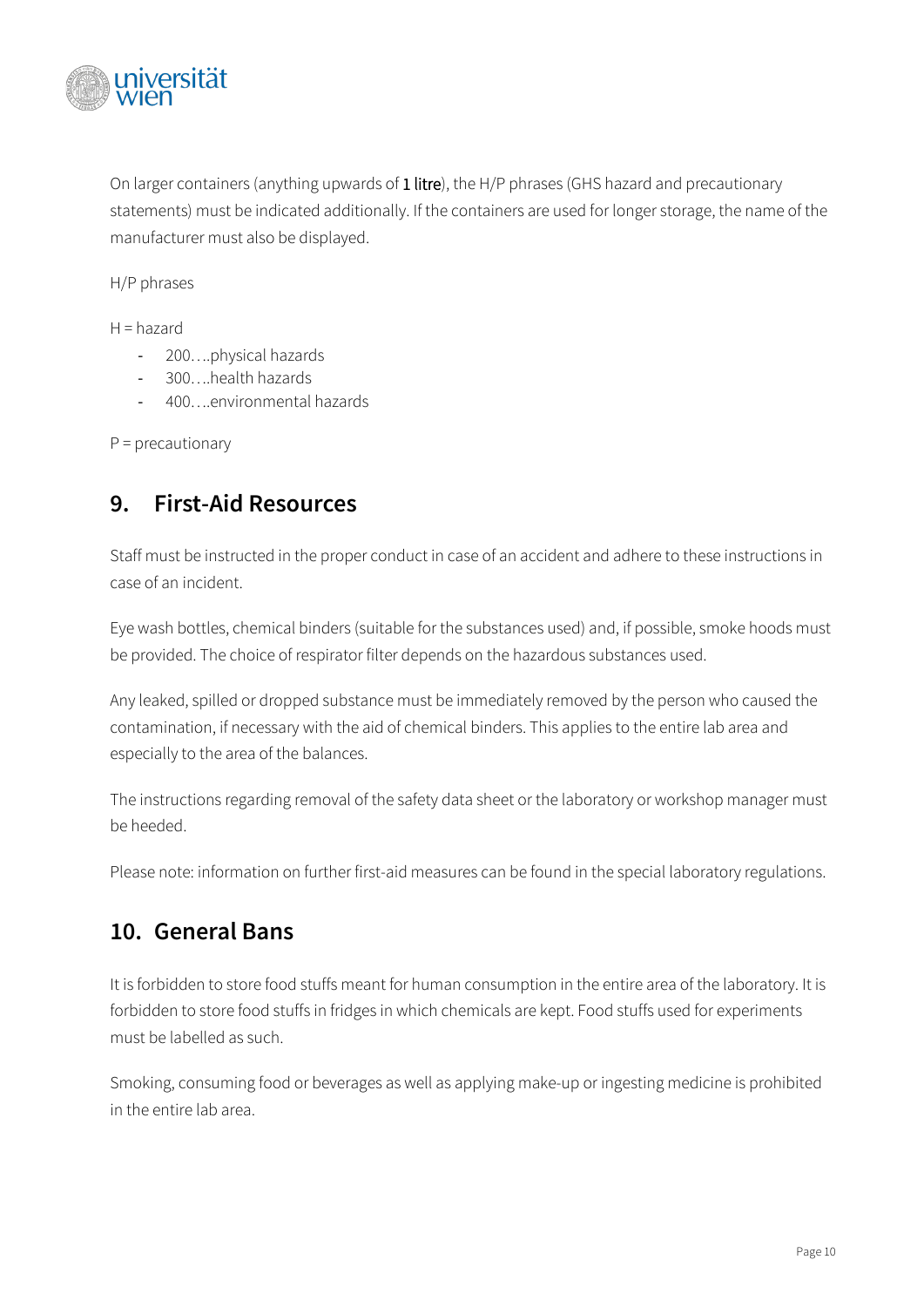On larger containers (anything upwards of 1 litre), the H/P phrases (GHS hazard and precautionary statements) must be indicated additionally. If the containers are used for longer storage, the name of the manufacturer must also be displayed.

H/P phrases

H = hazard

- 200….physical hazards
- 300….health hazards
- 400….environmental hazards

P = precautionary

## 9. First-Aid Resources

Staff must be instructed in the proper conduct in case of an accident and adhere to these instructions in case of an incident.

Eye wash bottles, chemical binders (suitable for the substances used) and, if possible, smoke hoods must be provided. The choice of respirator filter depends on the hazardous substances used.

Any leaked, spilled or dropped substance must be immediately removed by the person who caused the contamination, if necessary with the aid of chemical binders. This applies to the entire lab area and especially to the area of the balances.

The instructions regarding removal of the safety data sheet or the laboratory or workshop manager must be heeded.

Please note: information on further first-aid measures can be found in the special laboratory regulations.

## 10. General Bans

It is forbidden to store food stuffs meant for human consumption in the entire area of the laboratory. It is forbidden to store food stuffs in fridges in which chemicals are kept. Food stuffs used for experiments must be labelled as such.

Smoking, consuming food or beverages as well as applying make-up or ingesting medicine is prohibited in the entire lab area.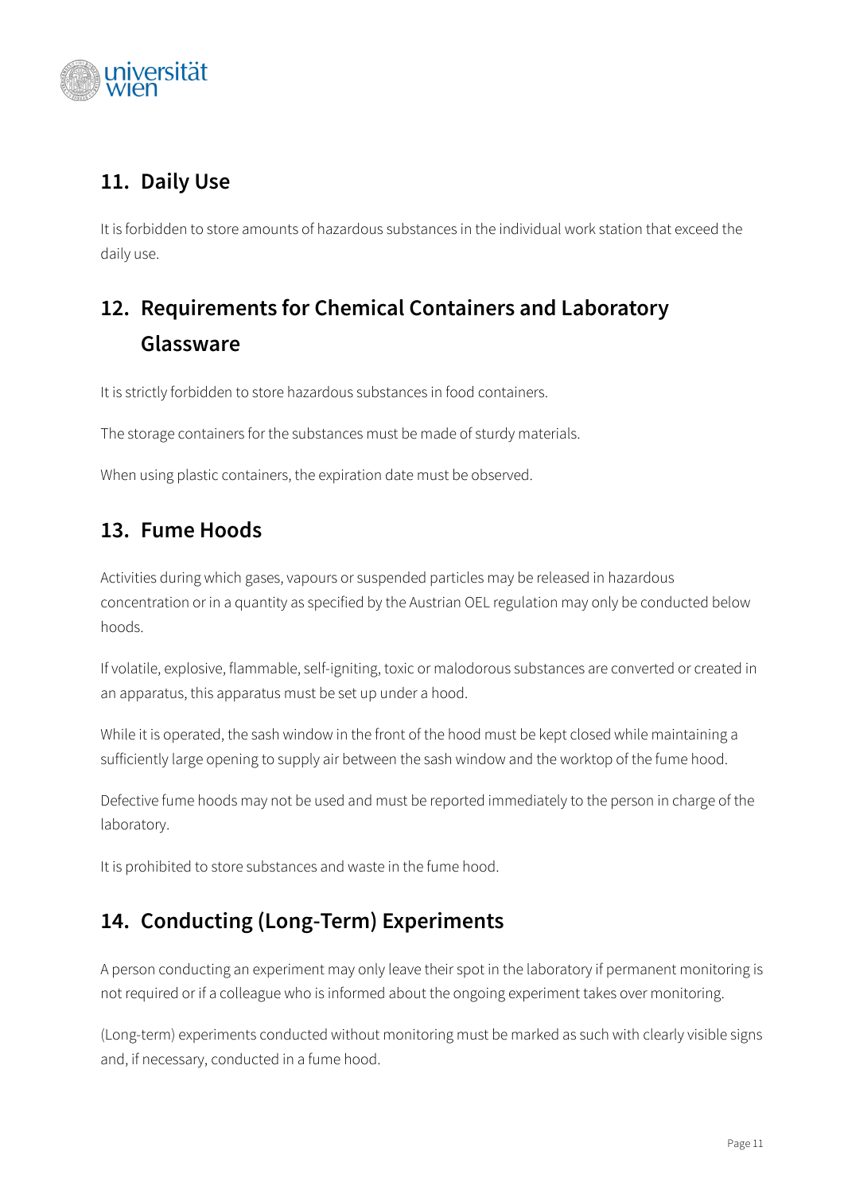## 11. Daily Use

It is forbidden to store amounts of hazardous substances in the individual work station that exceed the daily use.

## 12. Requirements for Chemical Containers and Laboratory Glassware

It is strictly forbidden to store hazardous substances in food containers.

The storage containers for the substances must be made of sturdy materials.

When using plastic containers, the expiration date must be observed.

## 13. Fume Hoods

Activities during which gases, vapours or suspended particles may be released in hazardous concentration or in a quantity as specified by the Austrian OEL regulation may only be conducted below hoods.

If volatile, explosive, flammable, self-igniting, toxic or malodorous substances are converted or created in an apparatus, this apparatus must be set up under a hood.

While it is operated, the sash window in the front of the hood must be kept closed while maintaining a sufficiently large opening to supply air between the sash window and the worktop of the fume hood.

Defective fume hoods may not be used and must be reported immediately to the person in charge of the laboratory.

It is prohibited to store substances and waste in the fume hood.

## 14. Conducting (Long-Term) Experiments

A person conducting an experiment may only leave their spot in the laboratory if permanent monitoring is not required or if a colleague who is informed about the ongoing experiment takes over monitoring.

(Long-term) experiments conducted without monitoring must be marked as such with clearly visible signs and, if necessary, conducted in a fume hood.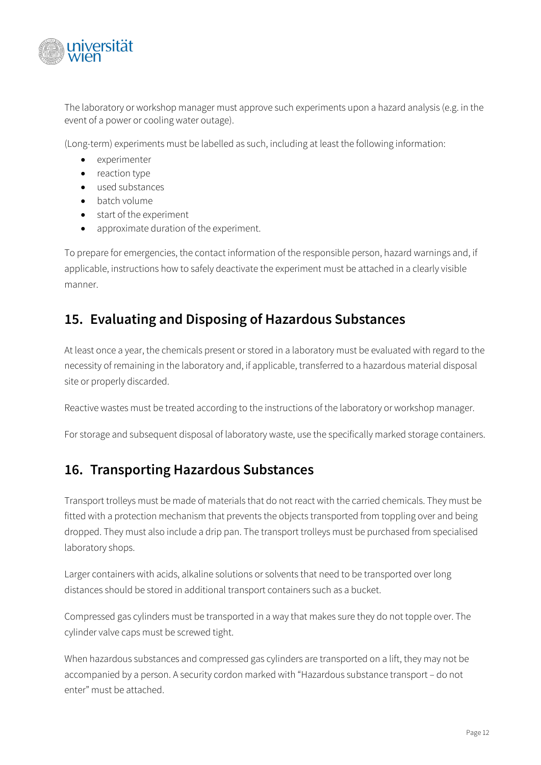The laboratory or workshop manager must approve such experiments upon a hazard analysis (e.g. in the event of a power or cooling water outage).

(Long-term) experiments must be labelled as such, including at least the following information:

- experimenter
- reaction type
- used substances
- batch volume
- start of the experiment
- approximate duration of the experiment.

To prepare for emergencies, the contact information of the responsible person, hazard warnings and, if applicable, instructions how to safely deactivate the experiment must be attached in a clearly visible manner.

## 15. Evaluating and Disposing of Hazardous Substances

At least once a year, the chemicals present or stored in a laboratory must be evaluated with regard to the necessity of remaining in the laboratory and, if applicable, transferred to a hazardous material disposal site or properly discarded.

Reactive wastes must be treated according to the instructions of the laboratory or workshop manager.

For storage and subsequent disposal of laboratory waste, use the specifically marked storage containers.

## 16. Transporting Hazardous Substances

Transport trolleys must be made of materials that do not react with the carried chemicals. They must be fitted with a protection mechanism that prevents the objects transported from toppling over and being dropped. They must also include a drip pan. The transport trolleys must be purchased from specialised laboratory shops.

Larger containers with acids, alkaline solutions or solvents that need to be transported over long distances should be stored in additional transport containers such as a bucket.

Compressed gas cylinders must be transported in a way that makes sure they do not topple over. The cylinder valve caps must be screwed tight.

When hazardous substances and compressed gas cylinders are transported on a lift, they may not be accompanied by a person. A security cordon marked with "Hazardous substance transport – do not enter" must be attached.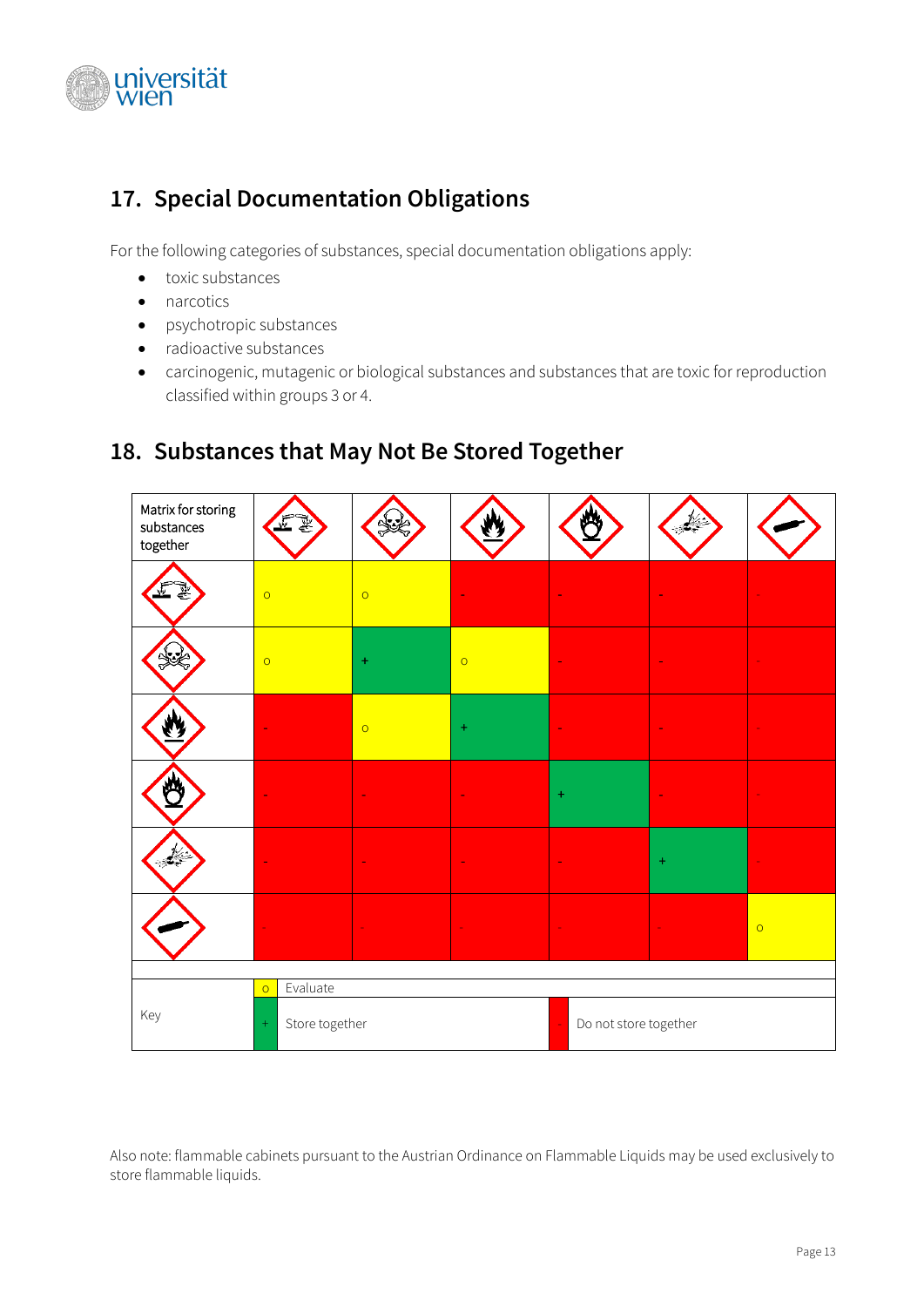## 17. Special Documentation Obligations

For the following categories of substances, special documentation obligations apply:

- toxic substances
- narcotics
- psychotropic substances
- radioactive substances
- carcinogenic, mutagenic or biological substances and substances that are toxic for reproduction classified within groups 3 or 4.

## 18. Substances that May Not Be Stored Together

| Matrix for storing substances together | Corrosive | Toxic | Flammable | Oxidising | Explosive | Gas cylinder |
|---|---|---|---|---|---|---|
| Corrosive | o | o | - | - | - | - |
| Toxic | o | + | o | - | - | - |
| Flammable | - | o | + | - | - | - |
| Oxidising | - | - | - | + | - | - |
| Explosive | - | - | - | - | + | - |
| Gas cylinder | - | - | - | - | - | o |

Key:

- o Evaluate
- + Store together
- - Do not store together

Also note: flammable cabinets pursuant to the Austrian Ordinance on Flammable Liquids may be used exclusively to store flammable liquids.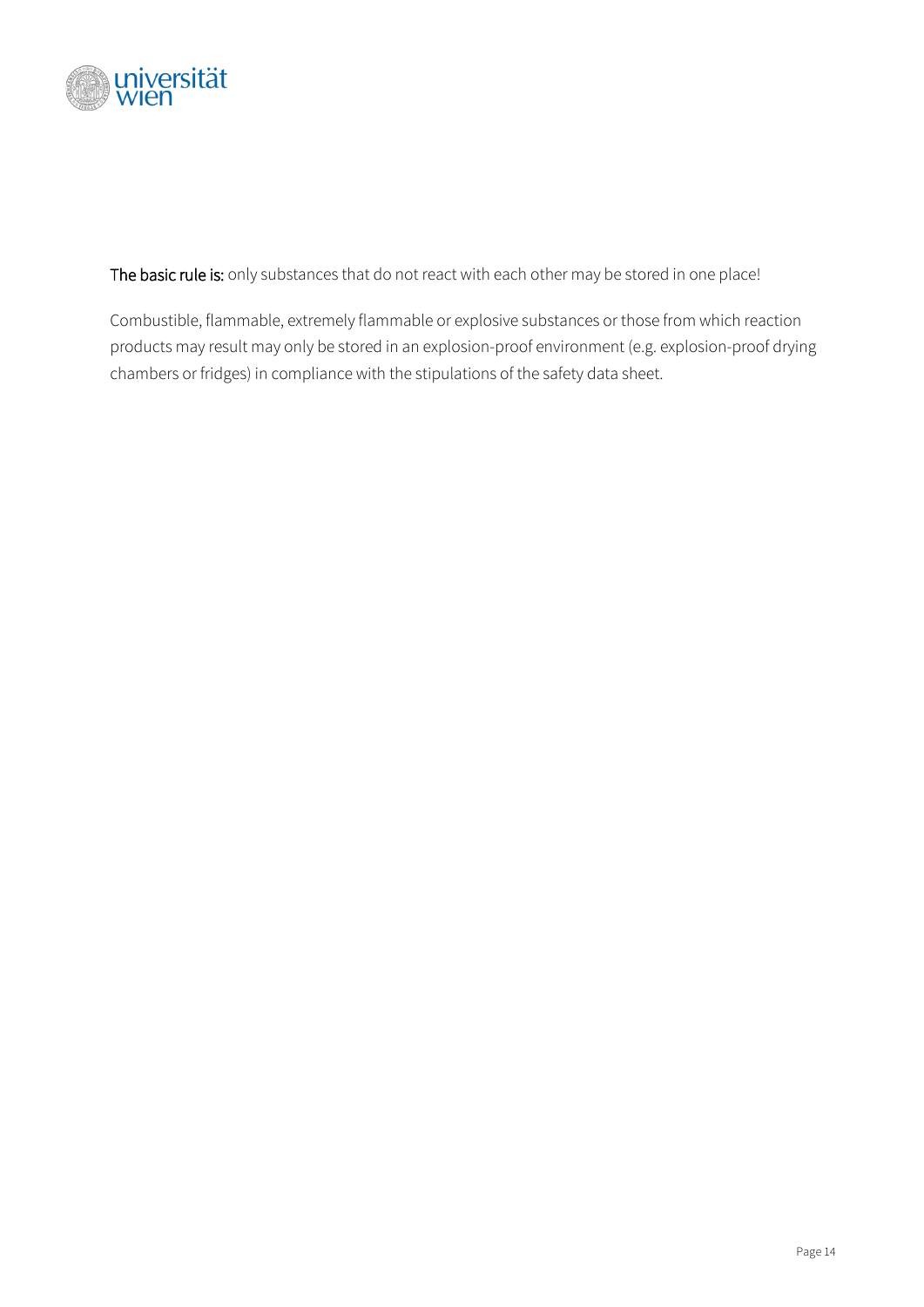**The basic rule is:** only substances that do not react with each other may be stored in one place!

Combustible, flammable, extremely flammable or explosive substances or those from which reaction products may result may only be stored in an explosion-proof environment (e.g. explosion-proof drying chambers or fridges) in compliance with the stipulations of the safety data sheet.